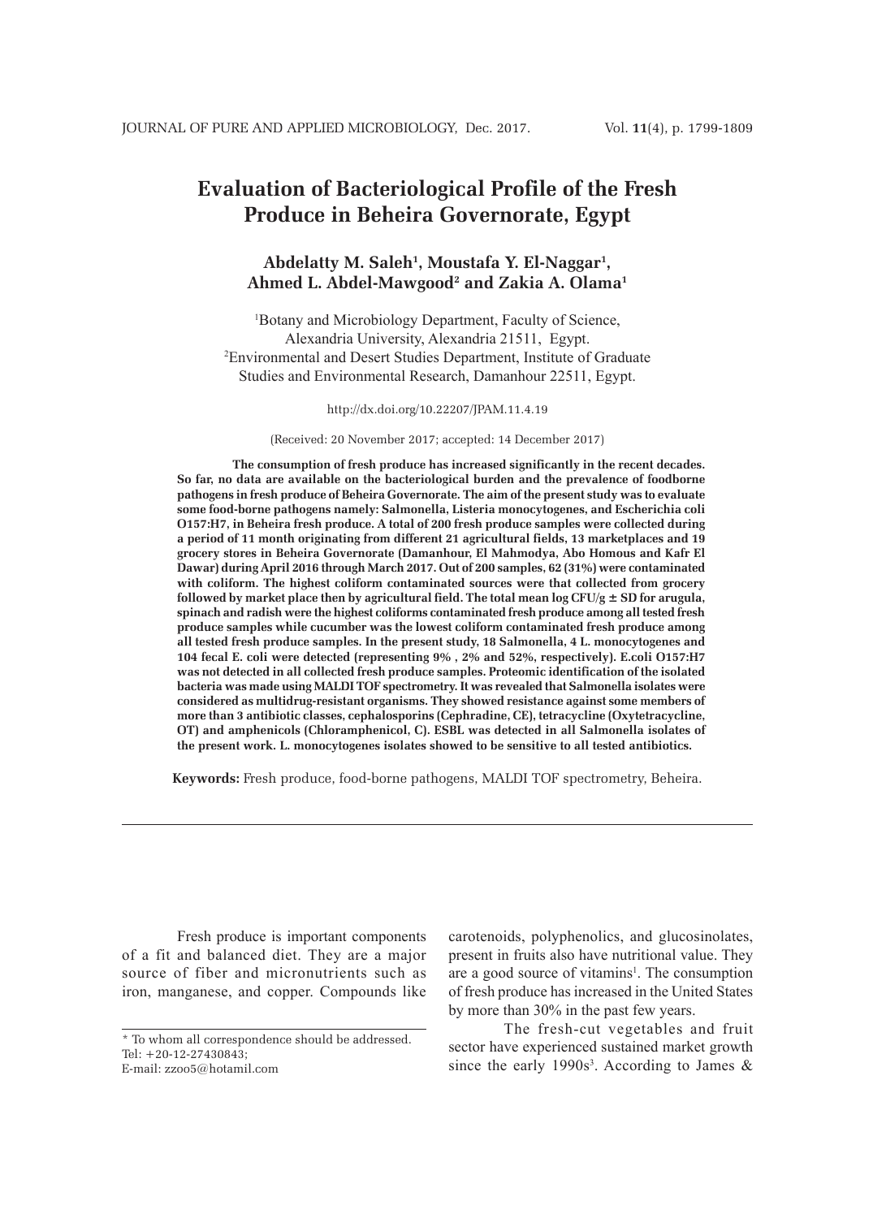# Evaluation of Bacteriological Profile of the Fresh Produce in Beheira Governorate, Egypt

**Abdelatty M. Saleh[1], Moustafa Y. El-Naggar[1], Ahmed L. Abdel-Mawgood[2] and Zakia A. Olama[1]**

[1]Botany and Microbiology Department, Faculty of Science, Alexandria University, Alexandria 21511, Egypt.
[2]Environmental and Desert Studies Department, Institute of Graduate Studies and Environmental Research, Damanhour 22511, Egypt.

http://dx.doi.org/10.22207/JPAM.11.4.19

(Received: 20 November 2017; accepted: 14 December 2017)

**The consumption of fresh produce has increased significantly in the recent decades. So far, no data are available on the bacteriological burden and the prevalence of foodborne pathogens in fresh produce of Beheira Governorate. The aim of the present study was to evaluate some food-borne pathogens namely: Salmonella, Listeria monocytogenes, and Escherichia coli O157:H7, in Beheira fresh produce. A total of 200 fresh produce samples were collected during a period of 11 month originating from different 21 agricultural fields, 13 marketplaces and 19 grocery stores in Beheira Governorate (Damanhour, El Mahmodya, Abo Homous and Kafr El Dawar) during April 2016 through March 2017. Out of 200 samples, 62 (31%) were contaminated with coliform. The highest coliform contaminated sources were that collected from grocery followed by market place then by agricultural field. The total mean log CFU/g ± SD for arugula, spinach and radish were the highest coliforms contaminated fresh produce among all tested fresh produce samples while cucumber was the lowest coliform contaminated fresh produce among all tested fresh produce samples. In the present study, 18 Salmonella, 4 L. monocytogenes and 104 fecal E. coli were detected (representing 9% , 2% and 52%, respectively). E.coli O157:H7 was not detected in all collected fresh produce samples. Proteomic identification of the isolated bacteria was made using MALDI TOF spectrometry. It was revealed that Salmonella isolates were considered as multidrug-resistant organisms. They showed resistance against some members of more than 3 antibiotic classes, cephalosporins (Cephradine, CE), tetracycline (Oxytetracycline, OT) and amphenicols (Chloramphenicol, C). ESBL was detected in all Salmonella isolates of the present work. L. monocytogenes isolates showed to be sensitive to all tested antibiotics.**

**Keywords:** Fresh produce, food-borne pathogens, MALDI TOF spectrometry, Beheira.

---

Fresh produce is important components of a fit and balanced diet. They are a major source of fiber and micronutrients such as iron, manganese, and copper. Compounds like carotenoids, polyphenolics, and glucosinolates, present in fruits also have nutritional value. They are a good source of vitamins[1]. The consumption of fresh produce has increased in the United States by more than 30% in the past few years.

The fresh-cut vegetables and fruit sector have experienced sustained market growth since the early 1990s[3]. According to James &

---

\* To whom all correspondence should be addressed.
Tel: +20-12-27430843;
E-mail: zzoo5@hotamil.com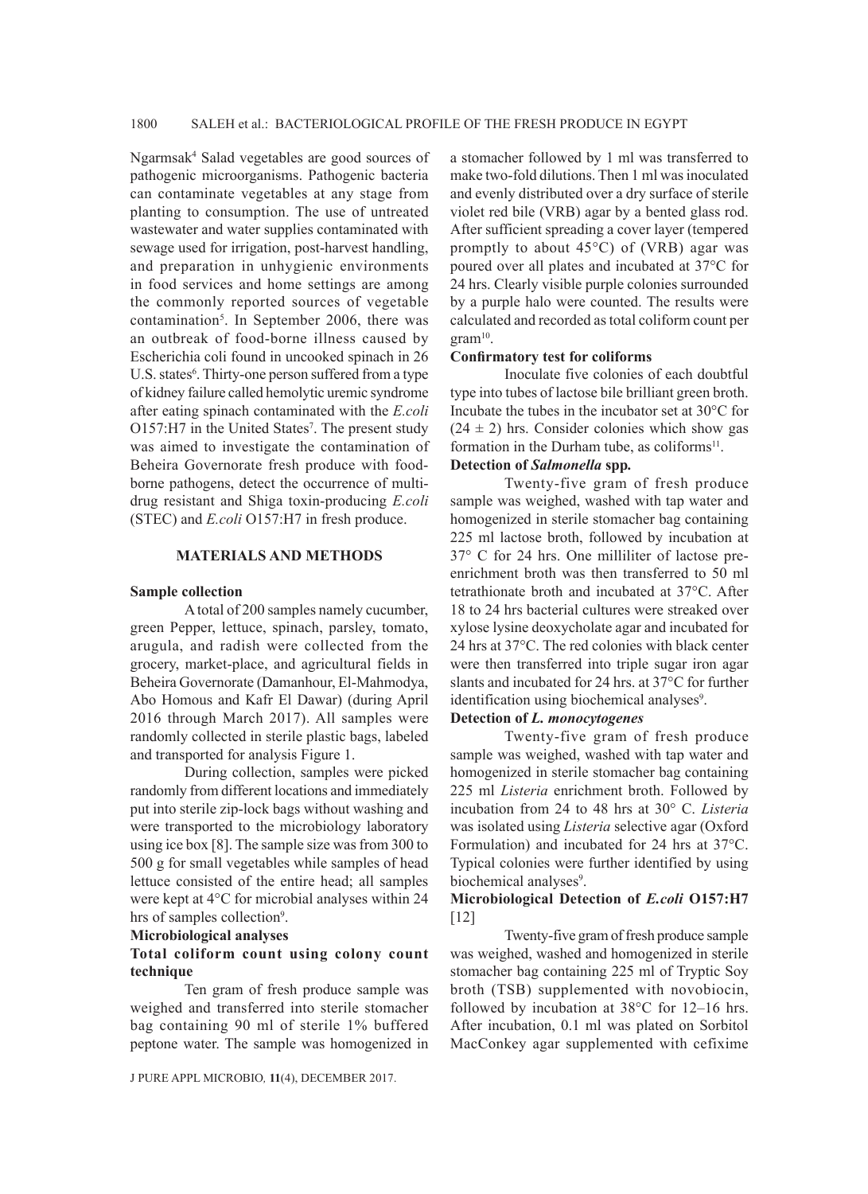Ngarmsak[4] Salad vegetables are good sources of pathogenic microorganisms. Pathogenic bacteria can contaminate vegetables at any stage from planting to consumption. The use of untreated wastewater and water supplies contaminated with sewage used for irrigation, post-harvest handling, and preparation in unhygienic environments in food services and home settings are among the commonly reported sources of vegetable contamination[5]. In September 2006, there was an outbreak of food-borne illness caused by Escherichia coli found in uncooked spinach in 26 U.S. states[6]. Thirty-one person suffered from a type of kidney failure called hemolytic uremic syndrome after eating spinach contaminated with the *E.coli* O157:H7 in the United States[7]. The present study was aimed to investigate the contamination of Beheira Governorate fresh produce with food-borne pathogens, detect the occurrence of multi-drug resistant and Shiga toxin-producing *E.coli* (STEC) and *E.coli* O157:H7 in fresh produce.

## MATERIALS AND METHODS

### Sample collection

A total of 200 samples namely cucumber, green Pepper, lettuce, spinach, parsley, tomato, arugula, and radish were collected from the grocery, market-place, and agricultural fields in Beheira Governorate (Damanhour, El-Mahmodya, Abo Homous and Kafr El Dawar) (during April 2016 through March 2017). All samples were randomly collected in sterile plastic bags, labeled and transported for analysis Figure 1.

During collection, samples were picked randomly from different locations and immediately put into sterile zip-lock bags without washing and were transported to the microbiology laboratory using ice box [8]. The sample size was from 300 to 500 g for small vegetables while samples of head lettuce consisted of the entire head; all samples were kept at 4°C for microbial analyses within 24 hrs of samples collection[9].

### Microbiological analyses

#### Total coliform count using colony count technique

Ten gram of fresh produce sample was weighed and transferred into sterile stomacher bag containing 90 ml of sterile 1% buffered peptone water. The sample was homogenized in a stomacher followed by 1 ml was transferred to make two-fold dilutions. Then 1 ml was inoculated and evenly distributed over a dry surface of sterile violet red bile (VRB) agar by a bented glass rod. After sufficient spreading a cover layer (tempered promptly to about 45°C) of (VRB) agar was poured over all plates and incubated at 37°C for 24 hrs. Clearly visible purple colonies surrounded by a purple halo were counted. The results were calculated and recorded as total coliform count per gram[10].

#### Confirmatory test for coliforms

Inoculate five colonies of each doubtful type into tubes of lactose bile brilliant green broth. Incubate the tubes in the incubator set at 30°C for ($24 \pm 2$) hrs. Consider colonies which show gas formation in the Durham tube, as coliforms[11].

#### Detection of *Salmonella* spp.

Twenty-five gram of fresh produce sample was weighed, washed with tap water and homogenized in sterile stomacher bag containing 225 ml lactose broth, followed by incubation at 37° C for 24 hrs. One milliliter of lactose pre-enrichment broth was then transferred to 50 ml tetrathionate broth and incubated at 37°C. After 18 to 24 hrs bacterial cultures were streaked over xylose lysine deoxycholate agar and incubated for 24 hrs at 37°C. The red colonies with black center were then transferred into triple sugar iron agar slants and incubated for 24 hrs. at 37°C for further identification using biochemical analyses[9].

#### Detection of *L. monocytogenes*

Twenty-five gram of fresh produce sample was weighed, washed with tap water and homogenized in sterile stomacher bag containing 225 ml *Listeria* enrichment broth. Followed by incubation from 24 to 48 hrs at 30° C. *Listeria* was isolated using *Listeria* selective agar (Oxford Formulation) and incubated for 24 hrs at 37°C. Typical colonies were further identified by using biochemical analyses[9].

#### Microbiological Detection of *E.coli* O157:H7 [12]

Twenty-five gram of fresh produce sample was weighed, washed and homogenized in sterile stomacher bag containing 225 ml of Tryptic Soy broth (TSB) supplemented with novobiocin, followed by incubation at 38°C for 12–16 hrs. After incubation, 0.1 ml was plated on Sorbitol MacConkey agar supplemented with cefixime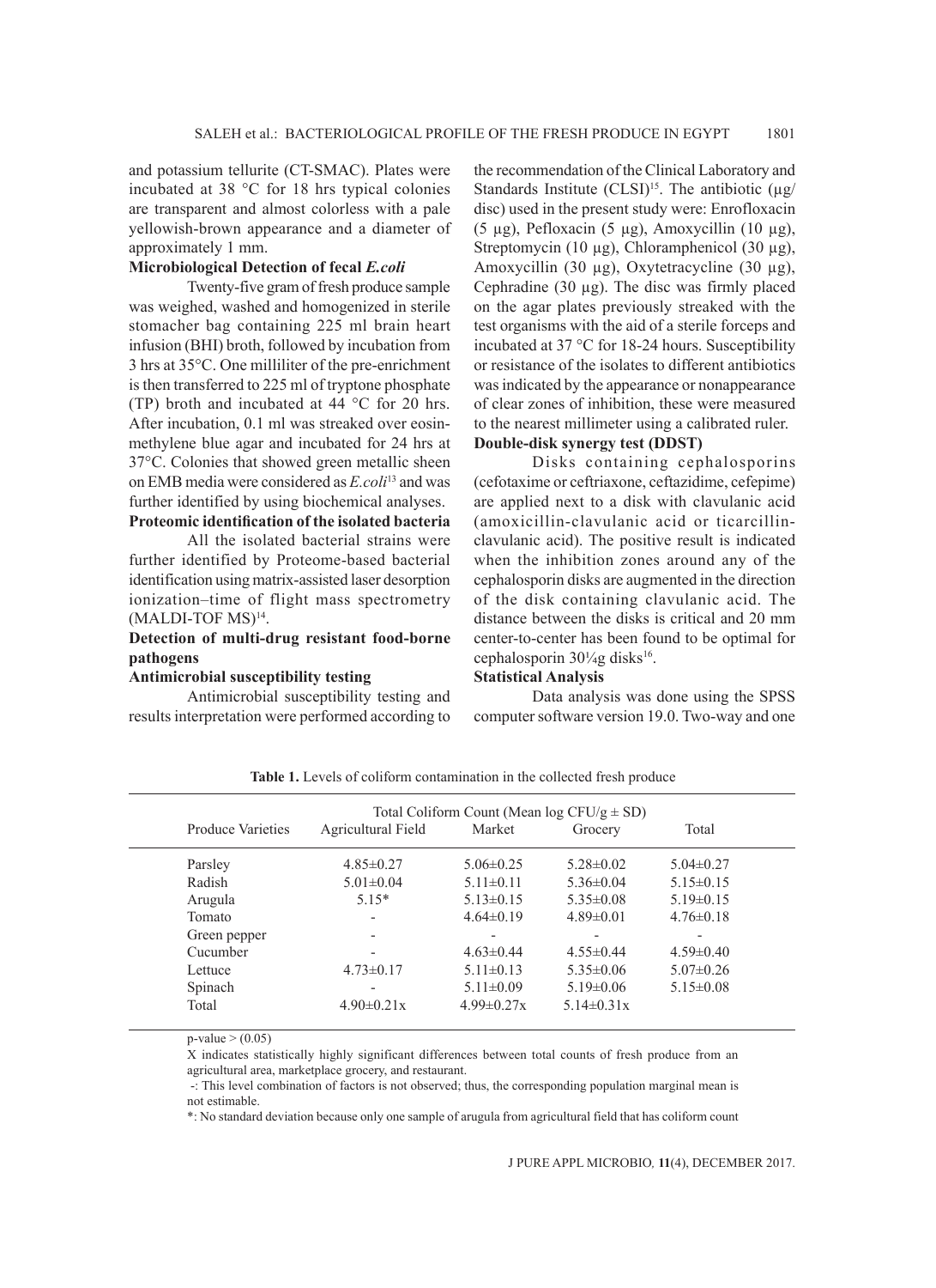and potassium tellurite (CT-SMAC). Plates were incubated at 38 °C for 18 hrs typical colonies are transparent and almost colorless with a pale yellowish-brown appearance and a diameter of approximately 1 mm.

**Microbiological Detection of fecal *E.coli***

Twenty-five gram of fresh produce sample was weighed, washed and homogenized in sterile stomacher bag containing 225 ml brain heart infusion (BHI) broth, followed by incubation from 3 hrs at 35°C. One milliliter of the pre-enrichment is then transferred to 225 ml of tryptone phosphate (TP) broth and incubated at 44 °C for 20 hrs. After incubation, 0.1 ml was streaked over eosin-methylene blue agar and incubated for 24 hrs at 37°C. Colonies that showed green metallic sheen on EMB media were considered as *E.coli*[13] and was further identified by using biochemical analyses.

**Proteomic identification of the isolated bacteria**

All the isolated bacterial strains were further identified by Proteome-based bacterial identification using matrix-assisted laser desorption ionization–time of flight mass spectrometry (MALDI-TOF MS)[14].

**Detection of multi-drug resistant food-borne pathogens**

**Antimicrobial susceptibility testing**

Antimicrobial susceptibility testing and results interpretation were performed according to the recommendation of the Clinical Laboratory and Standards Institute (CLSI)[15]. The antibiotic (µg/disc) used in the present study were: Enrofloxacin (5 µg), Pefloxacin (5 µg), Amoxycillin (10 µg), Streptomycin (10 µg), Chloramphenicol (30 µg), Amoxycillin (30 µg), Oxytetracycline (30 µg), Cephradine (30 µg). The disc was firmly placed on the agar plates previously streaked with the test organisms with the aid of a sterile forceps and incubated at 37 °C for 18-24 hours. Susceptibility or resistance of the isolates to different antibiotics was indicated by the appearance or nonappearance of clear zones of inhibition, these were measured to the nearest millimeter using a calibrated ruler.

**Double-disk synergy test (DDST)**

Disks containing cephalosporins (cefotaxime or ceftriaxone, ceftazidime, cefepime) are applied next to a disk with clavulanic acid (amoxicillin-clavulanic acid or ticarcillin-clavulanic acid). The positive result is indicated when the inhibition zones around any of the cephalosporin disks are augmented in the direction of the disk containing clavulanic acid. The distance between the disks is critical and 20 mm center-to-center has been found to be optimal for cephalosporin 30¼g disks[16].

**Statistical Analysis**

Data analysis was done using the SPSS computer software version 19.0. Two-way and one

**Table 1.** Levels of coliform contamination in the collected fresh produce

| Produce Varieties | Total Coliform Count (Mean log CFU/g ± SD) | | | |
|---|---|---|---|---|
| | Agricultural Field | Market | Grocery | Total |
| Parsley | 4.85±0.27 | 5.06±0.25 | 5.28±0.02 | 5.04±0.27 |
| Radish | 5.01±0.04 | 5.11±0.11 | 5.36±0.04 | 5.15±0.15 |
| Arugula | 5.15* | 5.13±0.15 | 5.35±0.08 | 5.19±0.15 |
| Tomato | - | 4.64±0.19 | 4.89±0.01 | 4.76±0.18 |
| Green pepper | - | - | - | - |
| Cucumber | - | 4.63±0.44 | 4.55±0.44 | 4.59±0.40 |
| Lettuce | 4.73±0.17 | 5.11±0.13 | 5.35±0.06 | 5.07±0.26 |
| Spinach | - | 5.11±0.09 | 5.19±0.06 | 5.15±0.08 |
| Total | 4.90±0.21x | 4.99±0.27x | 5.14±0.31x | |

p-value > (0.05)

X indicates statistically highly significant differences between total counts of fresh produce from an agricultural area, marketplace grocery, and restaurant.

-: This level combination of factors is not observed; thus, the corresponding population marginal mean is not estimable.

*: No standard deviation because only one sample of arugula from agricultural field that has coliform count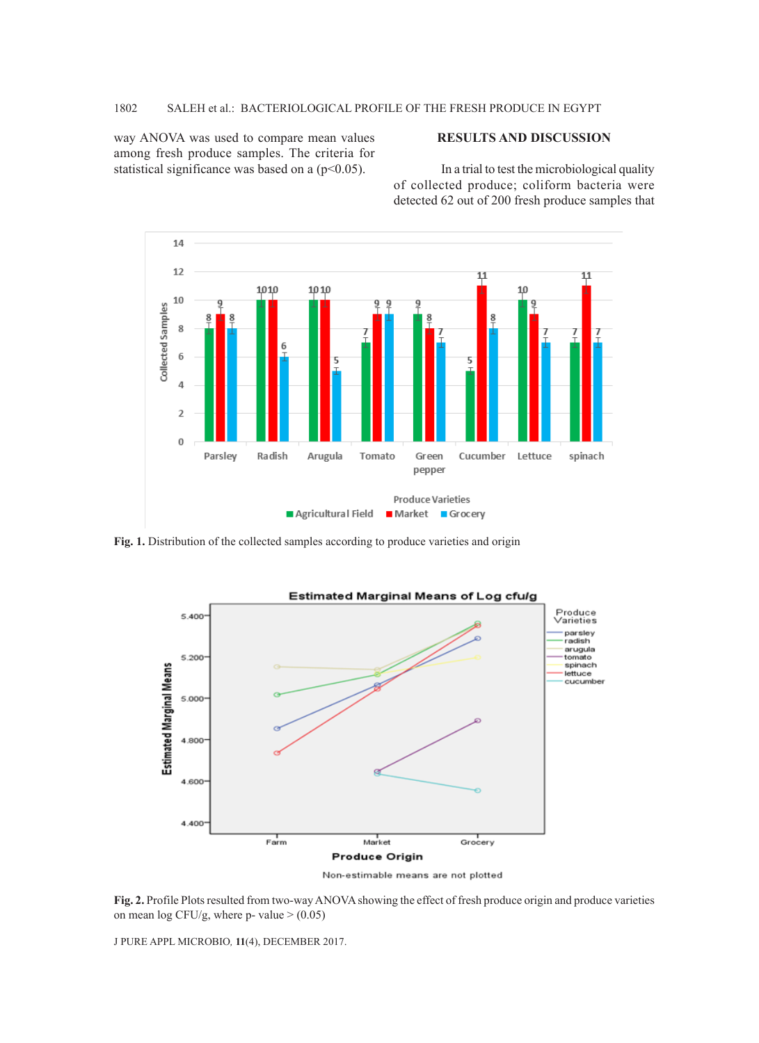way ANOVA was used to compare mean values among fresh produce samples. The criteria for statistical significance was based on a ($p<0.05$).

## RESULTS AND DISCUSSION

In a trial to test the microbiological quality of collected produce; coliform bacteria were detected 62 out of 200 fresh produce samples that

**Fig. 1.** Distribution of the collected samples according to produce varieties and origin

**Fig. 2.** Profile Plots resulted from two-way ANOVA showing the effect of fresh produce origin and produce varieties on mean log CFU/g, where p- value > (0.05)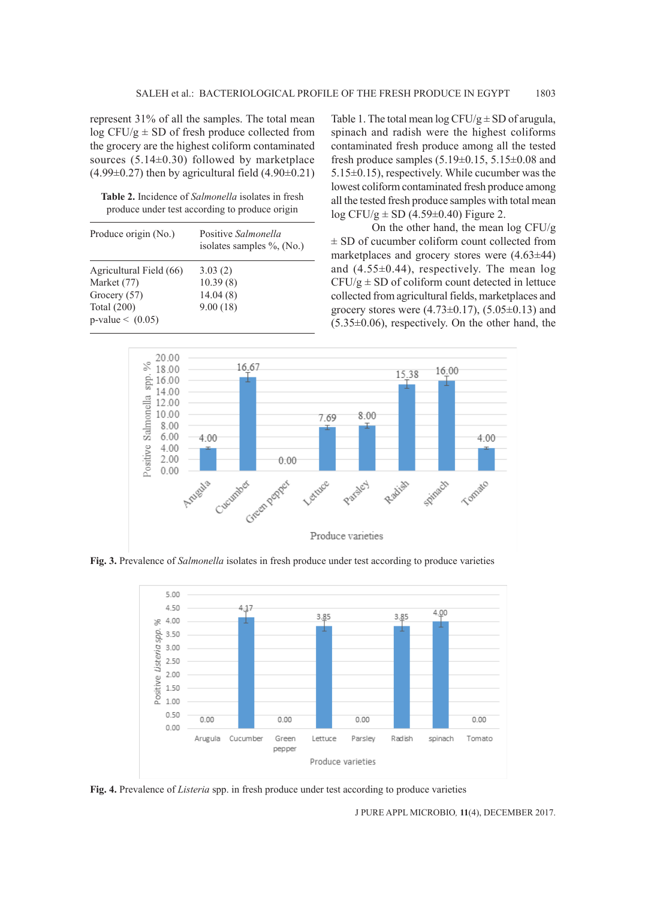represent 31% of all the samples. The total mean log CFU/g ± SD of fresh produce collected from the grocery are the highest coliform contaminated sources (5.14±0.30) followed by marketplace (4.99±0.27) then by agricultural field (4.90±0.21)

**Table 2.** Incidence of *Salmonella* isolates in fresh produce under test according to produce origin

| Produce origin (No.) | Positive *Salmonella* isolates samples %, (No.) |
|---|---|
| Agricultural Field (66) | 3.03 (2) |
| Market (77) | 10.39 (8) |
| Grocery (57) | 14.04 (8) |
| Total (200) | 9.00 (18) |
| p-value < (0.05) | |

Table 1. The total mean log CFU/g ± SD of arugula, spinach and radish were the highest coliforms contaminated fresh produce among all the tested fresh produce samples (5.19±0.15, 5.15±0.08 and 5.15±0.15), respectively. While cucumber was the lowest coliform contaminated fresh produce among all the tested fresh produce samples with total mean log CFU/g ± SD (4.59±0.40) Figure 2.

On the other hand, the mean log CFU/g ± SD of cucumber coliform count collected from marketplaces and grocery stores were (4.63±44) and (4.55±0.44), respectively. The mean log CFU/g ± SD of coliform count detected in lettuce collected from agricultural fields, marketplaces and grocery stores were (4.73±0.17), (5.05±0.13) and (5.35±0.06), respectively. On the other hand, the

**Fig. 3.** Prevalence of *Salmonella* isolates in fresh produce under test according to produce varieties

**Fig. 4.** Prevalence of *Listeria* spp. in fresh produce under test according to produce varieties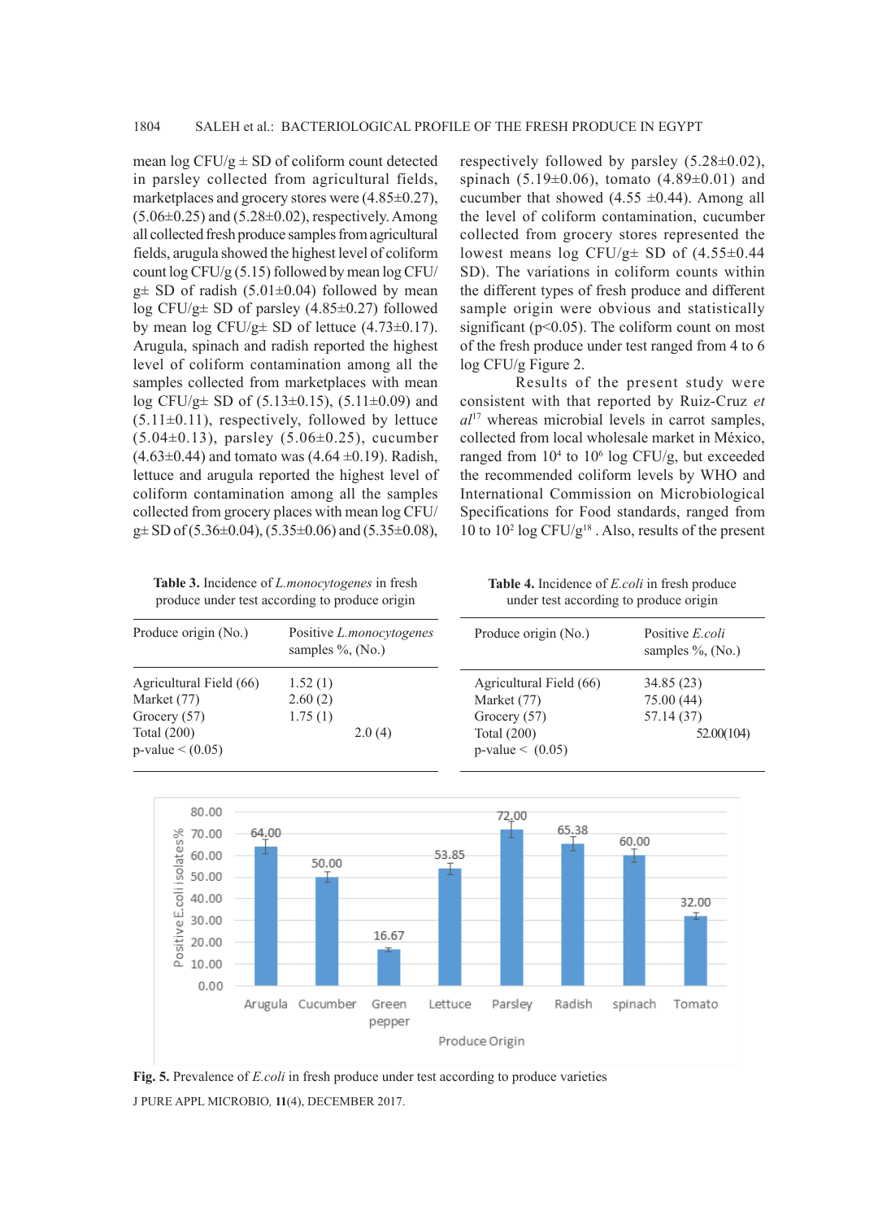mean log CFU/g ± SD of coliform count detected in parsley collected from agricultural fields, marketplaces and grocery stores were (4.85±0.27), (5.06±0.25) and (5.28±0.02), respectively. Among all collected fresh produce samples from agricultural fields, arugula showed the highest level of coliform count log CFU/g (5.15) followed by mean log CFU/g± SD of radish (5.01±0.04) followed by mean log CFU/g± SD of parsley (4.85±0.27) followed by mean log CFU/g± SD of lettuce (4.73±0.17). Arugula, spinach and radish reported the highest level of coliform contamination among all the samples collected from marketplaces with mean log CFU/g± SD of (5.13±0.15), (5.11±0.09) and (5.11±0.11), respectively, followed by lettuce (5.04±0.13), parsley (5.06±0.25), cucumber (4.63±0.44) and tomato was (4.64 ±0.19). Radish, lettuce and arugula reported the highest level of coliform contamination among all the samples collected from grocery places with mean log CFU/g± SD of (5.36±0.04), (5.35±0.06) and (5.35±0.08), respectively followed by parsley (5.28±0.02), spinach (5.19±0.06), tomato (4.89±0.01) and cucumber that showed (4.55 ±0.44). Among all the level of coliform contamination, cucumber collected from grocery stores represented the lowest means log CFU/g± SD of (4.55±0.44 SD). The variations in coliform counts within the different types of fresh produce and different sample origin were obvious and statistically significant ($p<0.05$). The coliform count on most of the fresh produce under test ranged from 4 to 6 log CFU/g Figure 2.

Results of the present study were consistent with that reported by Ruiz-Cruz *et al*[17] whereas microbial levels in carrot samples, collected from local wholesale market in México, ranged from $10^4$ to $10^6$ log CFU/g, but exceeded the recommended coliform levels by WHO and International Commission on Microbiological Specifications for Food standards, ranged from 10 to $10^2$ log CFU/g[18] . Also, results of the present

**Table 3.** Incidence of *L.monocytogenes* in fresh produce under test according to produce origin

| Produce origin (No.) | Positive *L.monocytogenes* samples %, (No.) |
|---|---|
| Agricultural Field (66) | 1.52 (1) |
| Market (77) | 2.60 (2) |
| Grocery (57) | 1.75 (1) |
| Total (200) | 2.0 (4) |
| p-value < (0.05) | |

**Table 4.** Incidence of *E.coli* in fresh produce under test according to produce origin

| Produce origin (No.) | Positive *E.coli* samples %, (No.) |
|---|---|
| Agricultural Field (66) | 34.85 (23) |
| Market (77) | 75.00 (44) |
| Grocery (57) | 57.14 (37) |
| Total (200) | 52.00(104) |
| p-value < (0.05) | |

**Fig. 5.** Prevalence of *E.coli* in fresh produce under test according to produce varieties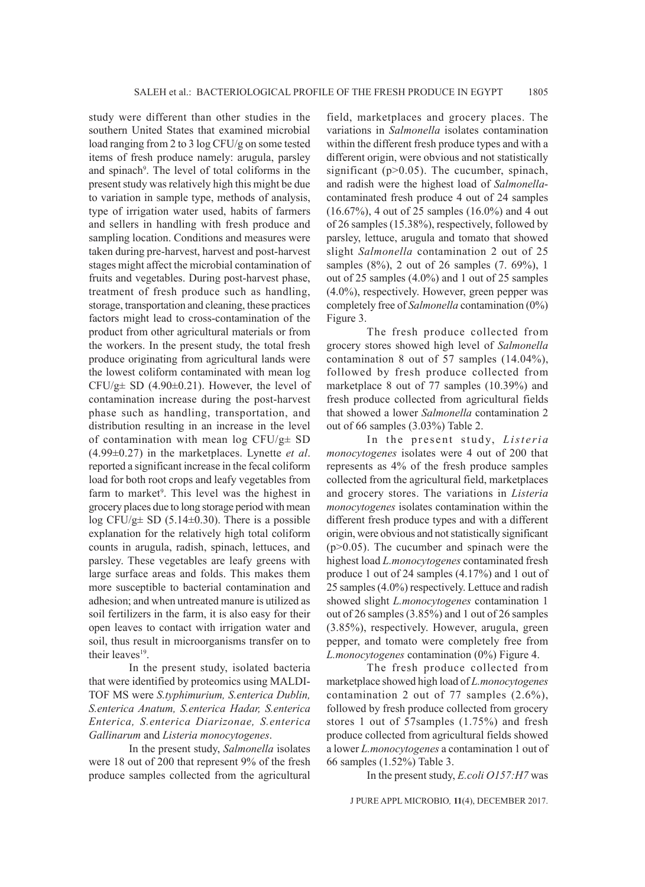study were different than other studies in the southern United States that examined microbial load ranging from 2 to 3 log CFU/g on some tested items of fresh produce namely: arugula, parsley and spinach[9]. The level of total coliforms in the present study was relatively high this might be due to variation in sample type, methods of analysis, type of irrigation water used, habits of farmers and sellers in handling with fresh produce and sampling location. Conditions and measures were taken during pre-harvest, harvest and post-harvest stages might affect the microbial contamination of fruits and vegetables. During post-harvest phase, treatment of fresh produce such as handling, storage, transportation and cleaning, these practices factors might lead to cross-contamination of the product from other agricultural materials or from the workers. In the present study, the total fresh produce originating from agricultural lands were the lowest coliform contaminated with mean log CFU/g± SD (4.90±0.21). However, the level of contamination increase during the post-harvest phase such as handling, transportation, and distribution resulting in an increase in the level of contamination with mean log CFU/g± SD (4.99±0.27) in the marketplaces. Lynette *et al*. reported a significant increase in the fecal coliform load for both root crops and leafy vegetables from farm to market[9]. This level was the highest in grocery places due to long storage period with mean log CFU/g± SD (5.14±0.30). There is a possible explanation for the relatively high total coliform counts in arugula, radish, spinach, lettuces, and parsley. These vegetables are leafy greens with large surface areas and folds. This makes them more susceptible to bacterial contamination and adhesion; and when untreated manure is utilized as soil fertilizers in the farm, it is also easy for their open leaves to contact with irrigation water and soil, thus result in microorganisms transfer on to their leaves[19].

In the present study, isolated bacteria that were identified by proteomics using MALDI-TOF MS were *S.typhimurium, S.enterica Dublin, S.enterica Anatum, S.enterica Hadar, S.enterica Enterica, S.enterica Diarizonae, S.enterica Gallinarum* and *Listeria monocytogenes*.

In the present study, *Salmonella* isolates were 18 out of 200 that represent 9% of the fresh produce samples collected from the agricultural field, marketplaces and grocery places. The variations in *Salmonella* isolates contamination within the different fresh produce types and with a different origin, were obvious and not statistically significant ($p>0.05$). The cucumber, spinach, and radish were the highest load of *Salmonella*-contaminated fresh produce 4 out of 24 samples (16.67%), 4 out of 25 samples (16.0%) and 4 out of 26 samples (15.38%), respectively, followed by parsley, lettuce, arugula and tomato that showed slight *Salmonella* contamination 2 out of 25 samples (8%), 2 out of 26 samples (7. 69%), 1 out of 25 samples (4.0%) and 1 out of 25 samples (4.0%), respectively. However, green pepper was completely free of *Salmonella* contamination (0%) Figure 3.

The fresh produce collected from grocery stores showed high level of *Salmonella* contamination 8 out of 57 samples (14.04%), followed by fresh produce collected from marketplace 8 out of 77 samples (10.39%) and fresh produce collected from agricultural fields that showed a lower *Salmonella* contamination 2 out of 66 samples (3.03%) Table 2.

In the present study, *Listeria monocytogenes* isolates were 4 out of 200 that represents as 4% of the fresh produce samples collected from the agricultural field, marketplaces and grocery stores. The variations in *Listeria monocytogenes* isolates contamination within the different fresh produce types and with a different origin, were obvious and not statistically significant ($p>0.05$). The cucumber and spinach were the highest load *L.monocytogenes* contaminated fresh produce 1 out of 24 samples (4.17%) and 1 out of 25 samples (4.0%) respectively. Lettuce and radish showed slight *L.monocytogenes* contamination 1 out of 26 samples (3.85%) and 1 out of 26 samples (3.85%), respectively. However, arugula, green pepper, and tomato were completely free from *L.monocytogenes* contamination (0%) Figure 4.

The fresh produce collected from marketplace showed high load of *L.monocytogenes* contamination 2 out of 77 samples (2.6%), followed by fresh produce collected from grocery stores 1 out of 57samples (1.75%) and fresh produce collected from agricultural fields showed a lower *L.monocytogenes* a contamination 1 out of 66 samples (1.52%) Table 3.

In the present study, *E.coli O157:H7* was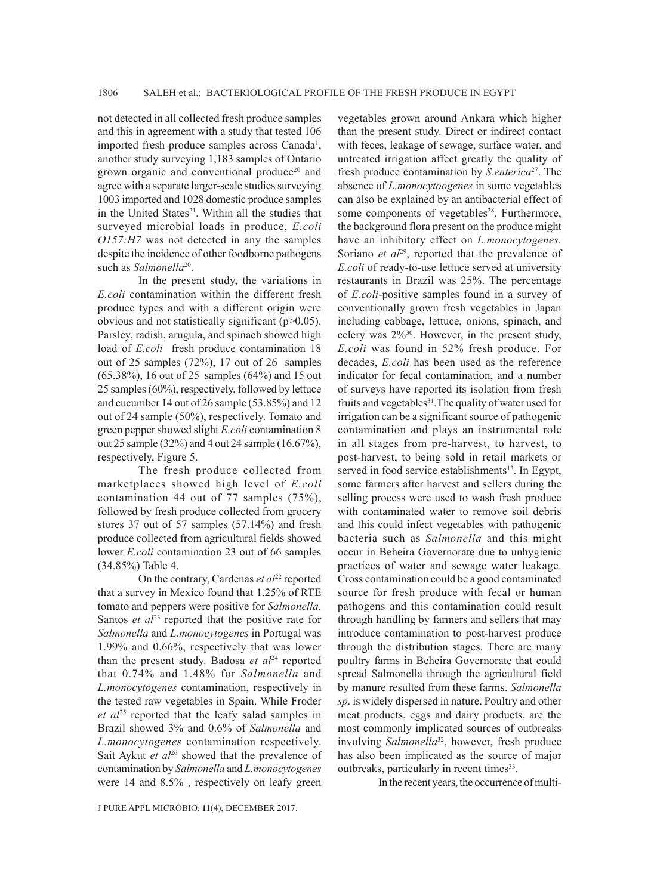not detected in all collected fresh produce samples and this in agreement with a study that tested 106 imported fresh produce samples across Canada[1], another study surveying 1,183 samples of Ontario grown organic and conventional produce[20] and agree with a separate larger-scale studies surveying 1003 imported and 1028 domestic produce samples in the United States[21]. Within all the studies that surveyed microbial loads in produce, *E.coli O157:H7* was not detected in any the samples despite the incidence of other foodborne pathogens such as *Salmonella*[20].

In the present study, the variations in *E.coli* contamination within the different fresh produce types and with a different origin were obvious and not statistically significant ($p>0.05$). Parsley, radish, arugula, and spinach showed high load of *E.coli* fresh produce contamination 18 out of 25 samples (72%), 17 out of 26 samples (65.38%), 16 out of 25 samples (64%) and 15 out 25 samples (60%), respectively, followed by lettuce and cucumber 14 out of 26 sample (53.85%) and 12 out of 24 sample (50%), respectively. Tomato and green pepper showed slight *E.coli* contamination 8 out 25 sample (32%) and 4 out 24 sample (16.67%), respectively, Figure 5.

The fresh produce collected from marketplaces showed high level of *E.coli* contamination 44 out of 77 samples (75%), followed by fresh produce collected from grocery stores 37 out of 57 samples (57.14%) and fresh produce collected from agricultural fields showed lower *E.coli* contamination 23 out of 66 samples (34.85%) Table 4.

On the contrary, Cardenas *et al*[22] reported that a survey in Mexico found that 1.25% of RTE tomato and peppers were positive for *Salmonella.* Santos *et al*[23] reported that the positive rate for *Salmonella* and *L.monocytogenes* in Portugal was 1.99% and 0.66%, respectively that was lower than the present study. Badosa *et al*[24] reported that 0.74% and 1.48% for *Salmonella* and *L.monocytogenes* contamination, respectively in the tested raw vegetables in Spain. While Froder *et al*[25] reported that the leafy salad samples in Brazil showed 3% and 0.6% of *Salmonella* and *L.monocytogenes* contamination respectively. Sait Aykut *et al*[26] showed that the prevalence of contamination by *Salmonella* and *L.monocytogenes* were 14 and 8.5% , respectively on leafy green vegetables grown around Ankara which higher than the present study. Direct or indirect contact with feces, leakage of sewage, surface water, and untreated irrigation affect greatly the quality of fresh produce contamination by *S.enterica*[27]. The absence of *L.monocytoogenes* in some vegetables can also be explained by an antibacterial effect of some components of vegetables[28]. Furthermore, the background flora present on the produce might have an inhibitory effect on *L.monocytogenes.* Soriano *et al*[29], reported that the prevalence of *E.coli* of ready-to-use lettuce served at university restaurants in Brazil was 25%. The percentage of *E.coli*-positive samples found in a survey of conventionally grown fresh vegetables in Japan including cabbage, lettuce, onions, spinach, and celery was 2%[30]. However, in the present study, *E.coli* was found in 52% fresh produce. For decades, *E.coli* has been used as the reference indicator for fecal contamination, and a number of surveys have reported its isolation from fresh fruits and vegetables[31]. The quality of water used for irrigation can be a significant source of pathogenic contamination and plays an instrumental role in all stages from pre-harvest, to harvest, to post-harvest, to being sold in retail markets or served in food service establishments[13]. In Egypt, some farmers after harvest and sellers during the selling process were used to wash fresh produce with contaminated water to remove soil debris and this could infect vegetables with pathogenic bacteria such as *Salmonella* and this might occur in Beheira Governorate due to unhygienic practices of water and sewage water leakage. Cross contamination could be a good contaminated source for fresh produce with fecal or human pathogens and this contamination could result through handling by farmers and sellers that may introduce contamination to post-harvest produce through the distribution stages. There are many poultry farms in Beheira Governorate that could spread Salmonella through the agricultural field by manure resulted from these farms. *Salmonella sp*. is widely dispersed in nature. Poultry and other meat products, eggs and dairy products, are the most commonly implicated sources of outbreaks involving *Salmonella*[32], however, fresh produce has also been implicated as the source of major outbreaks, particularly in recent times[33].

In the recent years, the occurrence of multi-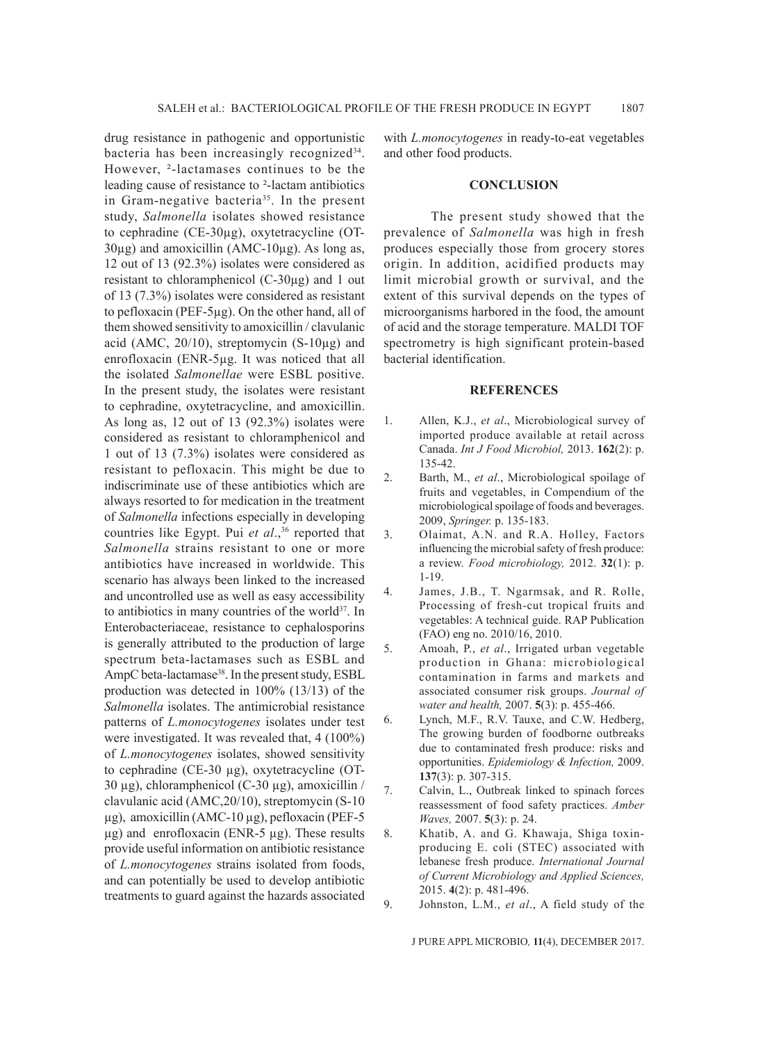drug resistance in pathogenic and opportunistic bacteria has been increasingly recognized[34]. However, ²-lactamases continues to be the leading cause of resistance to ²-lactam antibiotics in Gram-negative bacteria[35]. In the present study, *Salmonella* isolates showed resistance to cephradine (CE-30µg), oxytetracycline (OT-30µg) and amoxicillin (AMC-10µg). As long as, 12 out of 13 (92.3%) isolates were considered as resistant to chloramphenicol (C-30µg) and 1 out of 13 (7.3%) isolates were considered as resistant to pefloxacin (PEF-5µg). On the other hand, all of them showed sensitivity to amoxicillin / clavulanic acid (AMC, 20/10), streptomycin (S-10µg) and enrofloxacin (ENR-5µg. It was noticed that all the isolated *Salmonellae* were ESBL positive. In the present study, the isolates were resistant to cephradine, oxytetracycline, and amoxicillin. As long as, 12 out of 13 (92.3%) isolates were considered as resistant to chloramphenicol and 1 out of 13 (7.3%) isolates were considered as resistant to pefloxacin. This might be due to indiscriminate use of these antibiotics which are always resorted to for medication in the treatment of *Salmonella* infections especially in developing countries like Egypt. Pui *et al*.,[36] reported that *Salmonella* strains resistant to one or more antibiotics have increased in worldwide. This scenario has always been linked to the increased and uncontrolled use as well as easy accessibility to antibiotics in many countries of the world[37]. In Enterobacteriaceae, resistance to cephalosporins is generally attributed to the production of large spectrum beta-lactamases such as ESBL and AmpC beta-lactamase[38]. In the present study, ESBL production was detected in 100% (13/13) of the *Salmonella* isolates. The antimicrobial resistance patterns of *L.monocytogenes* isolates under test were investigated. It was revealed that, 4 (100%) of *L.monocytogenes* isolates, showed sensitivity to cephradine (CE-30 µg), oxytetracycline (OT-30 µg), chloramphenicol (C-30 µg), amoxicillin / clavulanic acid (AMC,20/10), streptomycin (S-10 µg), amoxicillin (AMC-10 µg), pefloxacin (PEF-5 µg) and enrofloxacin (ENR-5 µg). These results provide useful information on antibiotic resistance of *L.monocytogenes* strains isolated from foods, and can potentially be used to develop antibiotic treatments to guard against the hazards associated with *L.monocytogenes* in ready-to-eat vegetables and other food products.

## CONCLUSION

The present study showed that the prevalence of *Salmonella* was high in fresh produces especially those from grocery stores origin. In addition, acidified products may limit microbial growth or survival, and the extent of this survival depends on the types of microorganisms harbored in the food, the amount of acid and the storage temperature. MALDI TOF spectrometry is high significant protein-based bacterial identification.

## REFERENCES

1. Allen, K.J., *et al*., Microbiological survey of imported produce available at retail across Canada. *Int J Food Microbiol,* 2013. **162**(2): p. 135-42.
2. Barth, M., *et al*., Microbiological spoilage of fruits and vegetables, in Compendium of the microbiological spoilage of foods and beverages. 2009, *Springer.* p. 135-183.
3. Olaimat, A.N. and R.A. Holley, Factors influencing the microbial safety of fresh produce: a review. *Food microbiology,* 2012. **32**(1): p. 1-19.
4. James, J.B., T. Ngarmsak, and R. Rolle, Processing of fresh-cut tropical fruits and vegetables: A technical guide. RAP Publication (FAO) eng no. 2010/16, 2010.
5. Amoah, P., *et al*., Irrigated urban vegetable production in Ghana: microbiological contamination in farms and markets and associated consumer risk groups. *Journal of water and health,* 2007. **5**(3): p. 455-466.
6. Lynch, M.F., R.V. Tauxe, and C.W. Hedberg, The growing burden of foodborne outbreaks due to contaminated fresh produce: risks and opportunities. *Epidemiology & Infection,* 2009. **137**(3): p. 307-315.
7. Calvin, L., Outbreak linked to spinach forces reassessment of food safety practices. *Amber Waves,* 2007. **5**(3): p. 24.
8. Khatib, A. and G. Khawaja, Shiga toxin-producing E. coli (STEC) associated with lebanese fresh produce. *International Journal of Current Microbiology and Applied Sciences,* 2015. **4**(2): p. 481-496.
9. Johnston, L.M., *et al*., A field study of the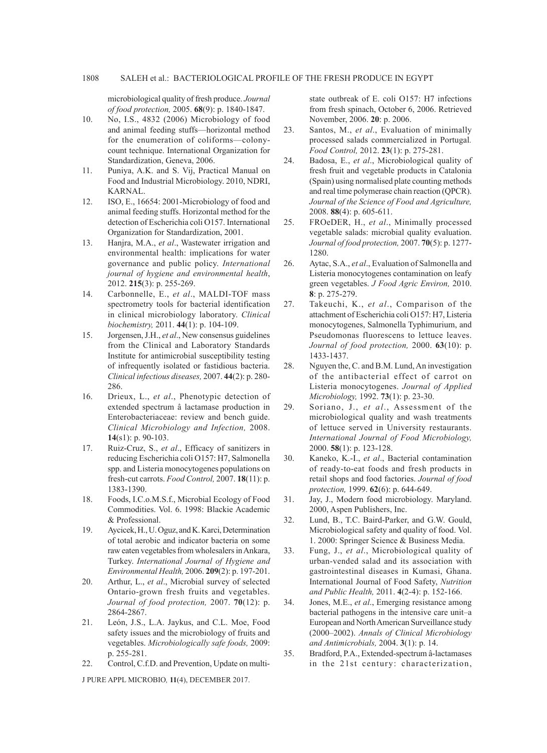microbiological quality of fresh produce. *Journal of food protection,* 2005. **68**(9): p. 1840-1847.

10. No, I.S., 4832 (2006) Microbiology of food and animal feeding stuffs—horizontal method for the enumeration of coliforms—colony-count technique. International Organization for Standardization, Geneva, 2006.
11. Puniya, A.K. and S. Vij, Practical Manual on Food and Industrial Microbiology. 2010, NDRI, KARNAL.
12. ISO, E., 16654: 2001-Microbiology of food and animal feeding stuffs. Horizontal method for the detection of Escherichia coli O157. International Organization for Standardization, 2001.
13. Hanjra, M.A., *et al*., Wastewater irrigation and environmental health: implications for water governance and public policy. *International journal of hygiene and environmental health*, 2012. **215**(3): p. 255-269.
14. Carbonnelle, E., *et al*., MALDI-TOF mass spectrometry tools for bacterial identification in clinical microbiology laboratory. *Clinical biochemistry,* 2011. **44**(1): p. 104-109.
15. Jorgensen, J.H., *et al*., New consensus guidelines from the Clinical and Laboratory Standards Institute for antimicrobial susceptibility testing of infrequently isolated or fastidious bacteria. *Clinical infectious diseases,* 2007. **44**(2): p. 280-286.
16. Drieux, L., *et al*., Phenotypic detection of extended spectrum â lactamase production in Enterobacteriaceae: review and bench guide. *Clinical Microbiology and Infection,* 2008. **14**(s1): p. 90-103.
17. Ruiz-Cruz, S., *et al*., Efficacy of sanitizers in reducing Escherichia coli O157: H7, Salmonella spp. and Listeria monocytogenes populations on fresh-cut carrots. *Food Control,* 2007. **18**(11): p. 1383-1390.
18. Foods, I.C.o.M.S.f., Microbial Ecology of Food Commodities. Vol. 6. 1998: Blackie Academic & Professional.
19. Aycicek, H., U. Oguz, and K. Karci, Determination of total aerobic and indicator bacteria on some raw eaten vegetables from wholesalers in Ankara, Turkey. *International Journal of Hygiene and Environmental Health,* 2006. **209**(2): p. 197-201.
20. Arthur, L., *et al*., Microbial survey of selected Ontario-grown fresh fruits and vegetables. *Journal of food protection,* 2007. **70**(12): p. 2864-2867.
21. León, J.S., L.A. Jaykus, and C.L. Moe, Food safety issues and the microbiology of fruits and vegetables. *Microbiologically safe foods,* 2009: p. 255-281.
22. Control, C.f.D. and Prevention, Update on multi-state outbreak of E. coli O157: H7 infections from fresh spinach, October 6, 2006. Retrieved November, 2006. **20**: p. 2006.
23. Santos, M., *et al*., Evaluation of minimally processed salads commercialized in Portugal. *Food Control,* 2012. **23**(1): p. 275-281.
24. Badosa, E., *et al*., Microbiological quality of fresh fruit and vegetable products in Catalonia (Spain) using normalised plate counting methods and real time polymerase chain reaction (QPCR). *Journal of the Science of Food and Agriculture,* 2008. **88**(4): p. 605-611.
25. FROeDER, H., *et al*., Minimally processed vegetable salads: microbial quality evaluation. *Journal of food protection,* 2007. **70**(5): p. 1277-1280.
26. Aytac, S.A., *et al*., Evaluation of Salmonella and Listeria monocytogenes contamination on leafy green vegetables. *J Food Agric Environ,* 2010. **8**: p. 275-279.
27. Takeuchi, K., *et al*., Comparison of the attachment of Escherichia coli O157: H7, Listeria monocytogenes, Salmonella Typhimurium, and Pseudomonas fluorescens to lettuce leaves. *Journal of food protection,* 2000. **63**(10): p. 1433-1437.
28. Nguyen the, C. and B.M. Lund, An investigation of the antibacterial effect of carrot on Listeria monocytogenes. *Journal of Applied Microbiology,* 1992. **73**(1): p. 23-30.
29. Soriano, J., *et al*., Assessment of the microbiological quality and wash treatments of lettuce served in University restaurants. *International Journal of Food Microbiology,* 2000. **58**(1): p. 123-128.
30. Kaneko, K.-I., *et al*., Bacterial contamination of ready-to-eat foods and fresh products in retail shops and food factories. *Journal of food protection,* 1999. **62**(6): p. 644-649.
31. Jay, J., Modern food microbiology. Maryland. 2000, Aspen Publishers, Inc.
32. Lund, B., T.C. Baird-Parker, and G.W. Gould, Microbiological safety and quality of food. Vol. 1. 2000: Springer Science & Business Media.
33. Fung, J., *et al*., Microbiological quality of urban-vended salad and its association with gastrointestinal diseases in Kumasi, Ghana. International Journal of Food Safety, *Nutrition and Public Health,* 2011. **4**(2-4): p. 152-166.
34. Jones, M.E., *et al*., Emerging resistance among bacterial pathogens in the intensive care unit–a European and North American Surveillance study (2000–2002). *Annals of Clinical Microbiology and Antimicrobials,* 2004. **3**(1): p. 14.
35. Bradford, P.A., Extended-spectrum â-lactamases in the 21st century: characterization,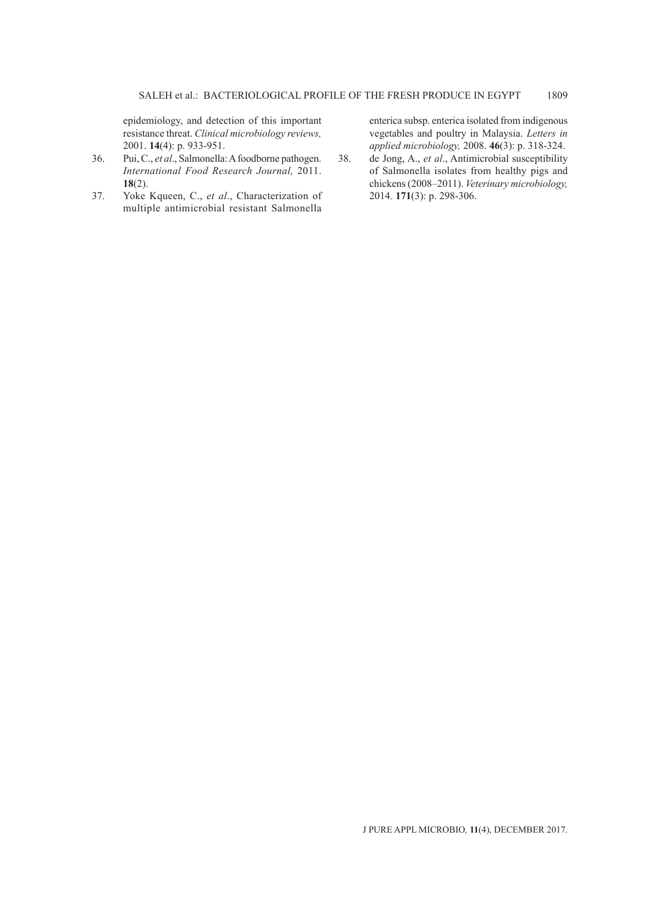epidemiology, and detection of this important resistance threat. *Clinical microbiology reviews,* 2001. **14**(4): p. 933-951.

36. Pui, C., *et al*., Salmonella: A foodborne pathogen. *International Food Research Journal,* 2011. **18**(2).
37. Yoke Kqueen, C., *et al*., Characterization of multiple antimicrobial resistant Salmonella enterica subsp. enterica isolated from indigenous vegetables and poultry in Malaysia. *Letters in applied microbiology,* 2008. **46**(3): p. 318-324.
38. de Jong, A., *et al*., Antimicrobial susceptibility of Salmonella isolates from healthy pigs and chickens (2008–2011). *Veterinary microbiology,* 2014. **171**(3): p. 298-306.